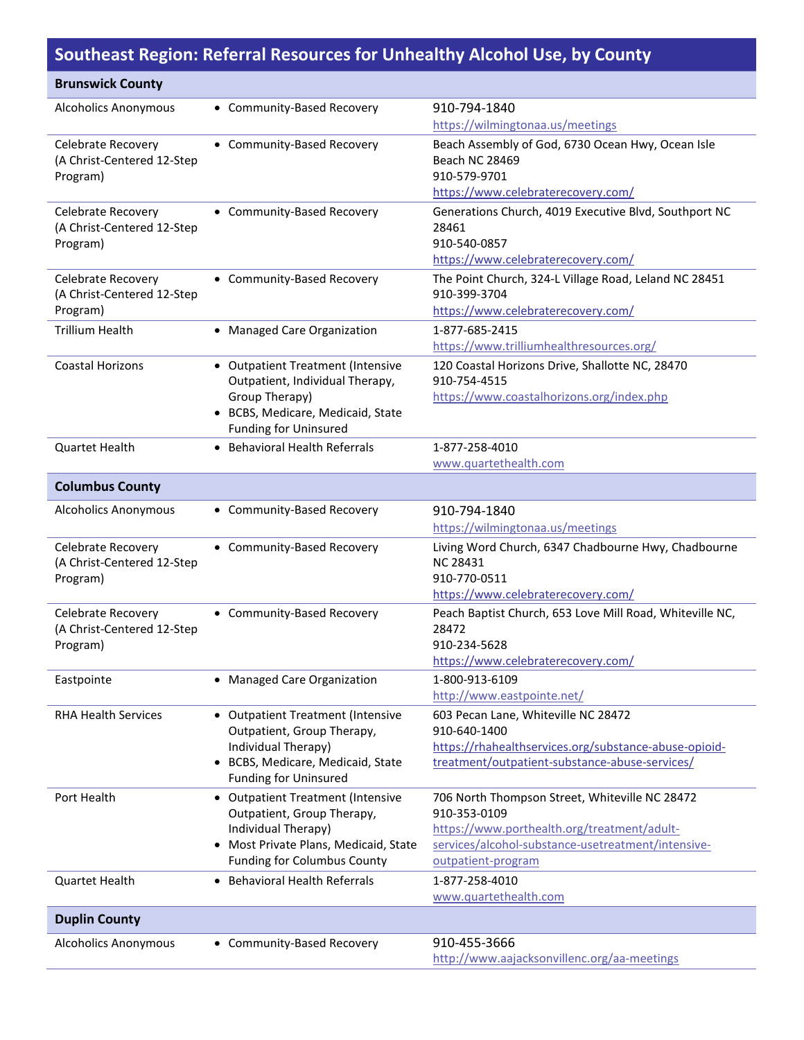# Southeast Region: Referral Resources for Unhealthy Alcohol Use, by County

| Brunswick County | | |
|---|---|---|
| Alcoholics Anonymous | • Community-Based Recovery | 910-794-1840<br>https://wilmingtonaa.us/meetings |
| Celebrate Recovery (A Christ-Centered 12-Step Program) | • Community-Based Recovery | Beach Assembly of God, 6730 Ocean Hwy, Ocean Isle Beach NC 28469<br>910-579-9701<br>https://www.celebraterecovery.com/ |
| Celebrate Recovery (A Christ-Centered 12-Step Program) | • Community-Based Recovery | Generations Church, 4019 Executive Blvd, Southport NC 28461<br>910-540-0857<br>https://www.celebraterecovery.com/ |
| Celebrate Recovery (A Christ-Centered 12-Step Program) | • Community-Based Recovery | The Point Church, 324-L Village Road, Leland NC 28451<br>910-399-3704<br>https://www.celebraterecovery.com/ |
| Trillium Health | • Managed Care Organization | 1-877-685-2415<br>https://www.trilliumhealthresources.org/ |
| Coastal Horizons | • Outpatient Treatment (Intensive Outpatient, Individual Therapy, Group Therapy)<br>• BCBS, Medicare, Medicaid, State Funding for Uninsured | 120 Coastal Horizons Drive, Shallotte NC, 28470<br>910-754-4515<br>https://www.coastalhorizons.org/index.php |
| Quartet Health | • Behavioral Health Referrals | 1-877-258-4010<br>www.quartethealth.com |
| **Columbus County** | | |
| Alcoholics Anonymous | • Community-Based Recovery | 910-794-1840<br>https://wilmingtonaa.us/meetings |
| Celebrate Recovery (A Christ-Centered 12-Step Program) | • Community-Based Recovery | Living Word Church, 6347 Chadbourne Hwy, Chadbourne NC 28431<br>910-770-0511<br>https://www.celebraterecovery.com/ |
| Celebrate Recovery (A Christ-Centered 12-Step Program) | • Community-Based Recovery | Peach Baptist Church, 653 Love Mill Road, Whiteville NC, 28472<br>910-234-5628<br>https://www.celebraterecovery.com/ |
| Eastpointe | • Managed Care Organization | 1-800-913-6109<br>http://www.eastpointe.net/ |
| RHA Health Services | • Outpatient Treatment (Intensive Outpatient, Group Therapy, Individual Therapy)<br>• BCBS, Medicare, Medicaid, State Funding for Uninsured | 603 Pecan Lane, Whiteville NC 28472<br>910-640-1400<br>https://rhahealthservices.org/substance-abuse-opioid-treatment/outpatient-substance-abuse-services/ |
| Port Health | • Outpatient Treatment (Intensive Outpatient, Group Therapy, Individual Therapy)<br>• Most Private Plans, Medicaid, State Funding for Columbus County | 706 North Thompson Street, Whiteville NC 28472<br>910-353-0109<br>https://www.porthealth.org/treatment/adult-services/alcohol-substance-usetreatment/intensive-outpatient-program |
| Quartet Health | • Behavioral Health Referrals | 1-877-258-4010<br>www.quartethealth.com |
| **Duplin County** | | |
| Alcoholics Anonymous | • Community-Based Recovery | 910-455-3666<br>http://www.aajacksonvillenc.org/aa-meetings |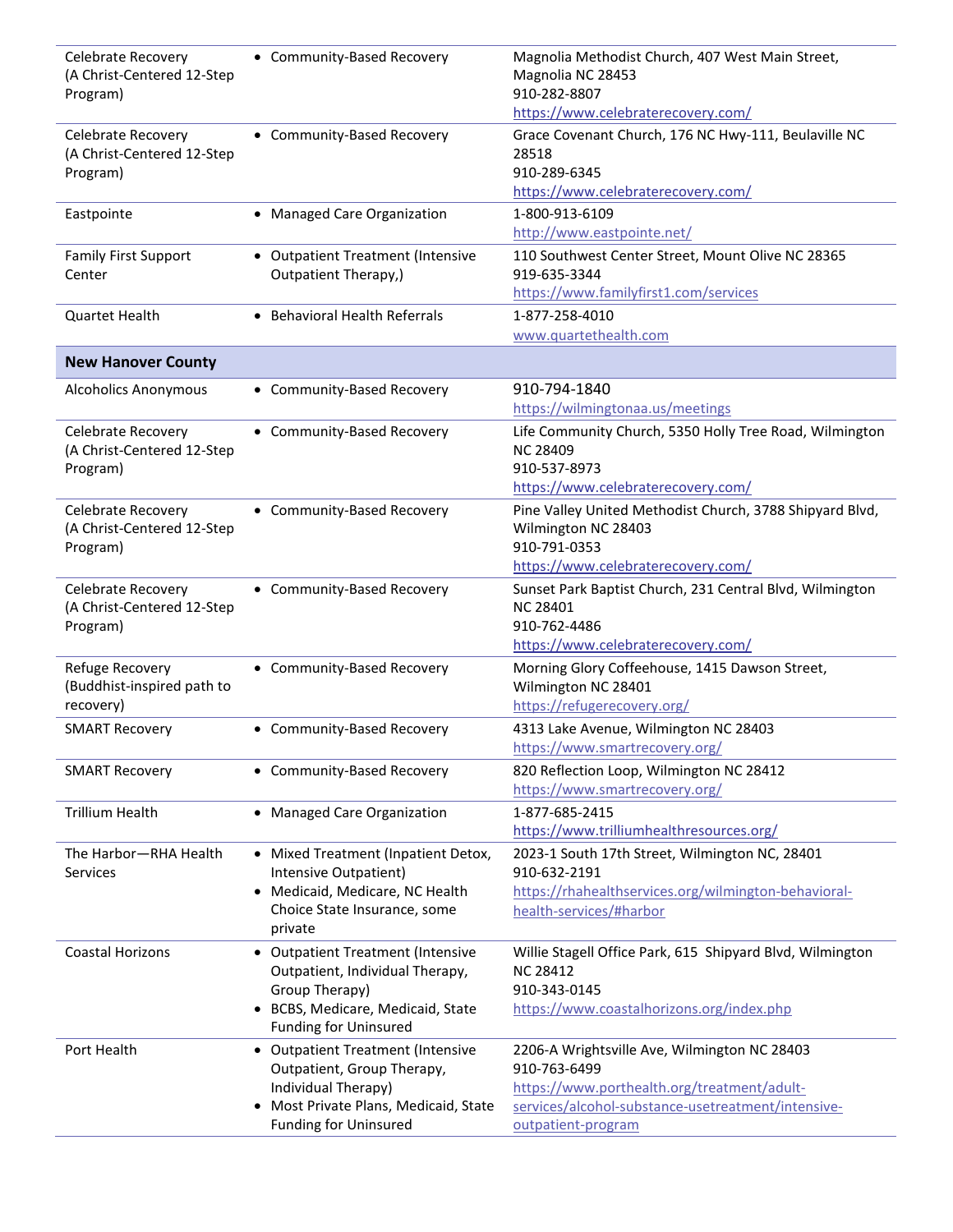| | | |
|---|---|---|
| Celebrate Recovery (A Christ-Centered 12-Step Program) | • Community-Based Recovery | Magnolia Methodist Church, 407 West Main Street, Magnolia NC 28453<br>910-282-8807<br>https://www.celebraterecovery.com/ |
| Celebrate Recovery (A Christ-Centered 12-Step Program) | • Community-Based Recovery | Grace Covenant Church, 176 NC Hwy-111, Beulaville NC 28518<br>910-289-6345<br>https://www.celebraterecovery.com/ |
| Eastpointe | • Managed Care Organization | 1-800-913-6109<br>http://www.eastpointe.net/ |
| Family First Support Center | • Outpatient Treatment (Intensive Outpatient Therapy,) | 110 Southwest Center Street, Mount Olive NC 28365<br>919-635-3344<br>https://www.familyfirst1.com/services |
| Quartet Health | • Behavioral Health Referrals | 1-877-258-4010<br>www.quartethealth.com |
| **New Hanover County** | | |
| Alcoholics Anonymous | • Community-Based Recovery | 910-794-1840<br>https://wilmingtonaa.us/meetings |
| Celebrate Recovery (A Christ-Centered 12-Step Program) | • Community-Based Recovery | Life Community Church, 5350 Holly Tree Road, Wilmington NC 28409<br>910-537-8973<br>https://www.celebraterecovery.com/ |
| Celebrate Recovery (A Christ-Centered 12-Step Program) | • Community-Based Recovery | Pine Valley United Methodist Church, 3788 Shipyard Blvd, Wilmington NC 28403<br>910-791-0353<br>https://www.celebraterecovery.com/ |
| Celebrate Recovery (A Christ-Centered 12-Step Program) | • Community-Based Recovery | Sunset Park Baptist Church, 231 Central Blvd, Wilmington NC 28401<br>910-762-4486<br>https://www.celebraterecovery.com/ |
| Refuge Recovery (Buddhist-inspired path to recovery) | • Community-Based Recovery | Morning Glory Coffeehouse, 1415 Dawson Street, Wilmington NC 28401<br>https://refugerecovery.org/ |
| SMART Recovery | • Community-Based Recovery | 4313 Lake Avenue, Wilmington NC 28403<br>https://www.smartrecovery.org/ |
| SMART Recovery | • Community-Based Recovery | 820 Reflection Loop, Wilmington NC 28412<br>https://www.smartrecovery.org/ |
| Trillium Health | • Managed Care Organization | 1-877-685-2415<br>https://www.trilliumhealthresources.org/ |
| The Harbor—RHA Health Services | • Mixed Treatment (Inpatient Detox, Intensive Outpatient)<br>• Medicaid, Medicare, NC Health Choice State Insurance, some private | 2023-1 South 17th Street, Wilmington NC, 28401<br>910-632-2191<br>https://rhahealthservices.org/wilmington-behavioral-health-services/#harbor |
| Coastal Horizons | • Outpatient Treatment (Intensive Outpatient, Individual Therapy, Group Therapy)<br>• BCBS, Medicare, Medicaid, State Funding for Uninsured | Willie Stagell Office Park, 615 Shipyard Blvd, Wilmington NC 28412<br>910-343-0145<br>https://www.coastalhorizons.org/index.php |
| Port Health | • Outpatient Treatment (Intensive Outpatient, Group Therapy, Individual Therapy)<br>• Most Private Plans, Medicaid, State Funding for Uninsured | 2206-A Wrightsville Ave, Wilmington NC 28403<br>910-763-6499<br>https://www.porthealth.org/treatment/adult-services/alcohol-substance-usetreatment/intensive-outpatient-program |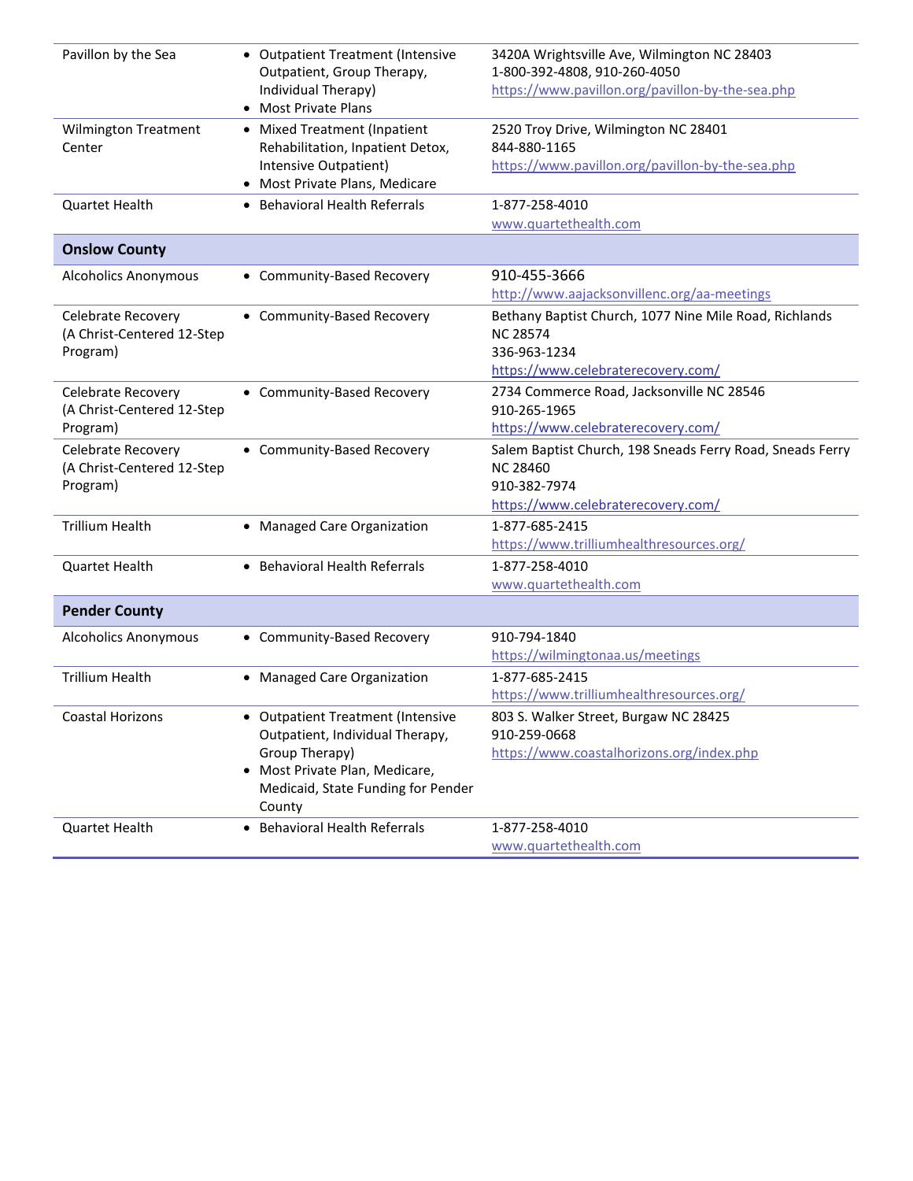| | | |
|---|---|---|
| Pavillon by the Sea | • Outpatient Treatment (Intensive Outpatient, Group Therapy, Individual Therapy)<br>• Most Private Plans | 3420A Wrightsville Ave, Wilmington NC 28403<br>1-800-392-4808, 910-260-4050<br>https://www.pavillon.org/pavillon-by-the-sea.php |
| Wilmington Treatment Center | • Mixed Treatment (Inpatient Rehabilitation, Inpatient Detox, Intensive Outpatient)<br>• Most Private Plans, Medicare | 2520 Troy Drive, Wilmington NC 28401<br>844-880-1165<br>https://www.pavillon.org/pavillon-by-the-sea.php |
| Quartet Health | • Behavioral Health Referrals | 1-877-258-4010<br>www.quartethealth.com |
| **Onslow County** | | |
| Alcoholics Anonymous | • Community-Based Recovery | 910-455-3666<br>http://www.aajacksonvillenc.org/aa-meetings |
| Celebrate Recovery (A Christ-Centered 12-Step Program) | • Community-Based Recovery | Bethany Baptist Church, 1077 Nine Mile Road, Richlands NC 28574<br>336-963-1234<br>https://www.celebraterecovery.com/ |
| Celebrate Recovery (A Christ-Centered 12-Step Program) | • Community-Based Recovery | 2734 Commerce Road, Jacksonville NC 28546<br>910-265-1965<br>https://www.celebraterecovery.com/ |
| Celebrate Recovery (A Christ-Centered 12-Step Program) | • Community-Based Recovery | Salem Baptist Church, 198 Sneads Ferry Road, Sneads Ferry NC 28460<br>910-382-7974<br>https://www.celebraterecovery.com/ |
| Trillium Health | • Managed Care Organization | 1-877-685-2415<br>https://www.trilliumhealthresources.org/ |
| Quartet Health | • Behavioral Health Referrals | 1-877-258-4010<br>www.quartethealth.com |
| **Pender County** | | |
| Alcoholics Anonymous | • Community-Based Recovery | 910-794-1840<br>https://wilmingtonaa.us/meetings |
| Trillium Health | • Managed Care Organization | 1-877-685-2415<br>https://www.trilliumhealthresources.org/ |
| Coastal Horizons | • Outpatient Treatment (Intensive Outpatient, Individual Therapy, Group Therapy)<br>• Most Private Plan, Medicare, Medicaid, State Funding for Pender County | 803 S. Walker Street, Burgaw NC 28425<br>910-259-0668<br>https://www.coastalhorizons.org/index.php |
| Quartet Health | • Behavioral Health Referrals | 1-877-258-4010<br>www.quartethealth.com |